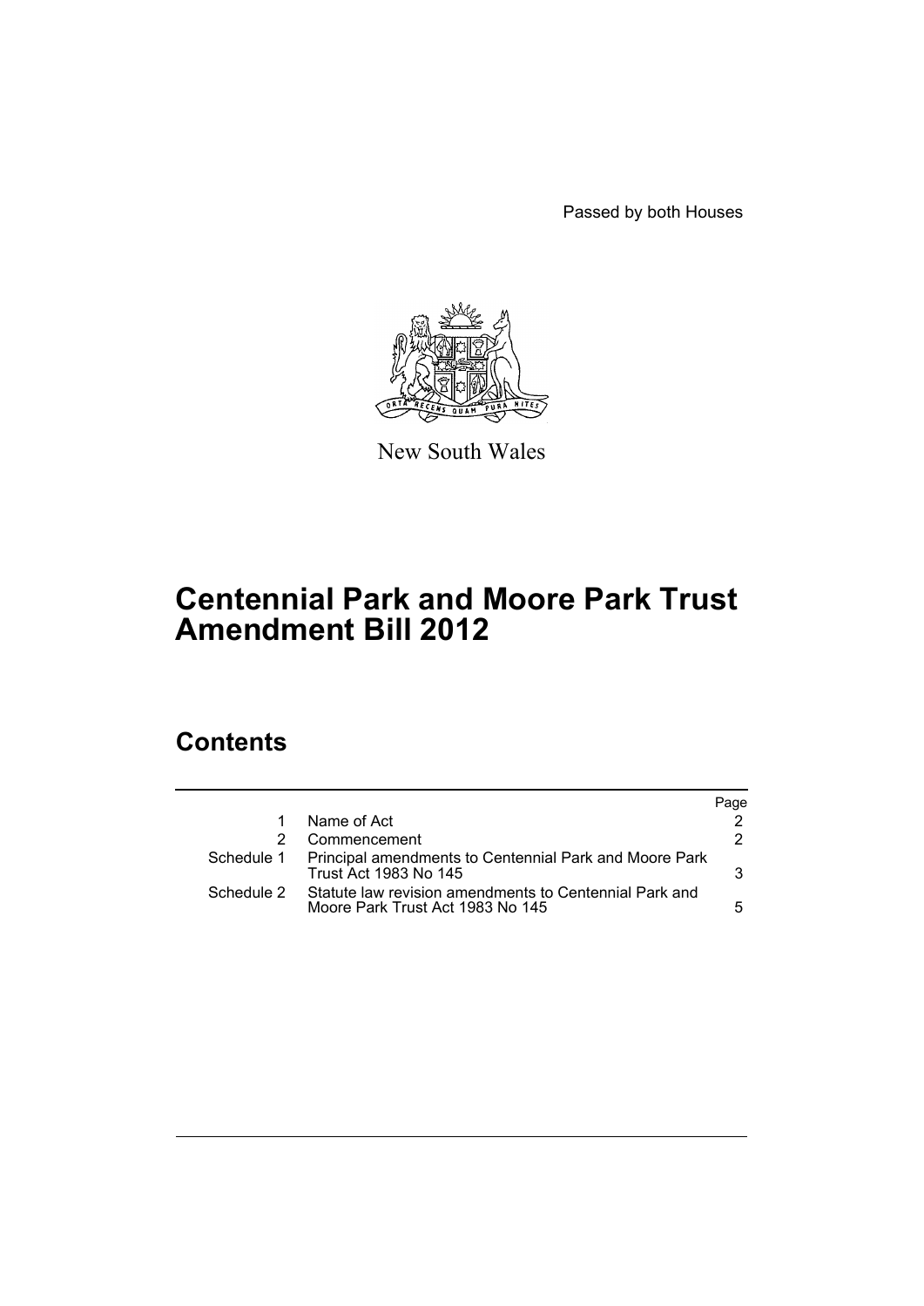Passed by both Houses

New South Wales

# Centennial Park and Moore Park Trust Amendment Bill 2012

## Contents

| | | Page |
|---|---|---|
| 1 | Name of Act | 2 |
| 2 | Commencement | 2 |
| Schedule 1 | Principal amendments to Centennial Park and Moore Park Trust Act 1983 No 145 | 3 |
| Schedule 2 | Statute law revision amendments to Centennial Park and Moore Park Trust Act 1983 No 145 | 5 |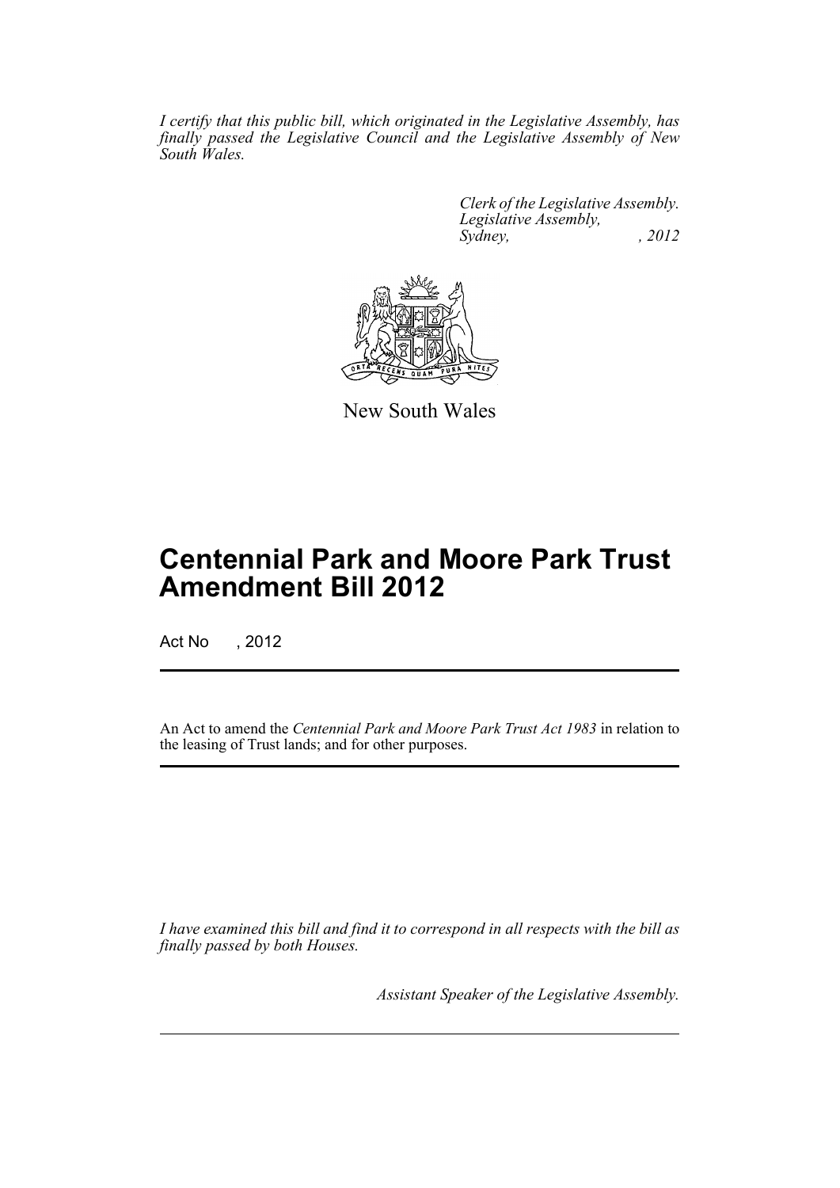*I certify that this public bill, which originated in the Legislative Assembly, has finally passed the Legislative Council and the Legislative Assembly of New South Wales.*

*Clerk of the Legislative Assembly.*
*Legislative Assembly,*
*Sydney, , 2012*

New South Wales

# Centennial Park and Moore Park Trust Amendment Bill 2012

Act No , 2012

An Act to amend the *Centennial Park and Moore Park Trust Act 1983* in relation to the leasing of Trust lands; and for other purposes.

*I have examined this bill and find it to correspond in all respects with the bill as finally passed by both Houses.*

*Assistant Speaker of the Legislative Assembly.*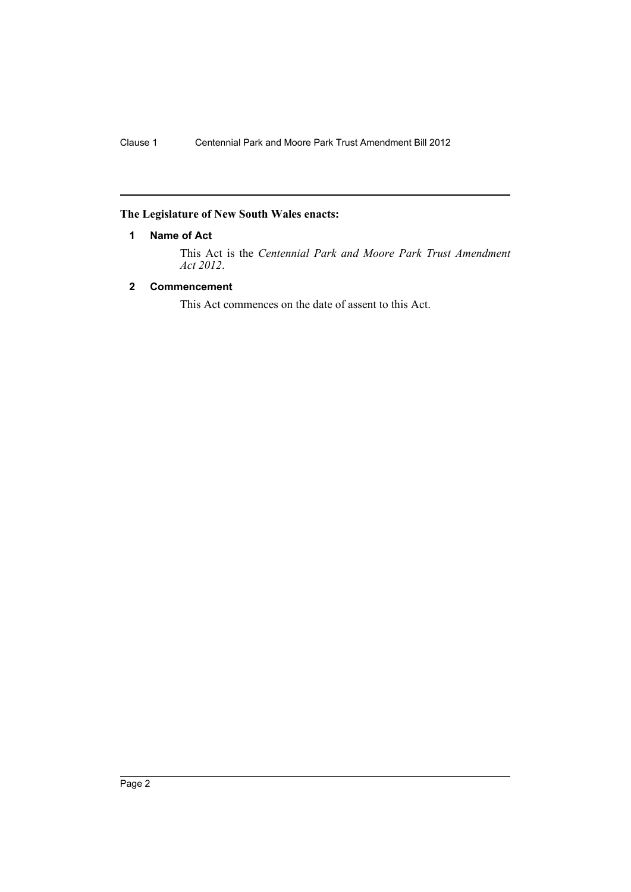**The Legislature of New South Wales enacts:**

### 1 Name of Act

This Act is the *Centennial Park and Moore Park Trust Amendment Act 2012*.

### 2 Commencement

This Act commences on the date of assent to this Act.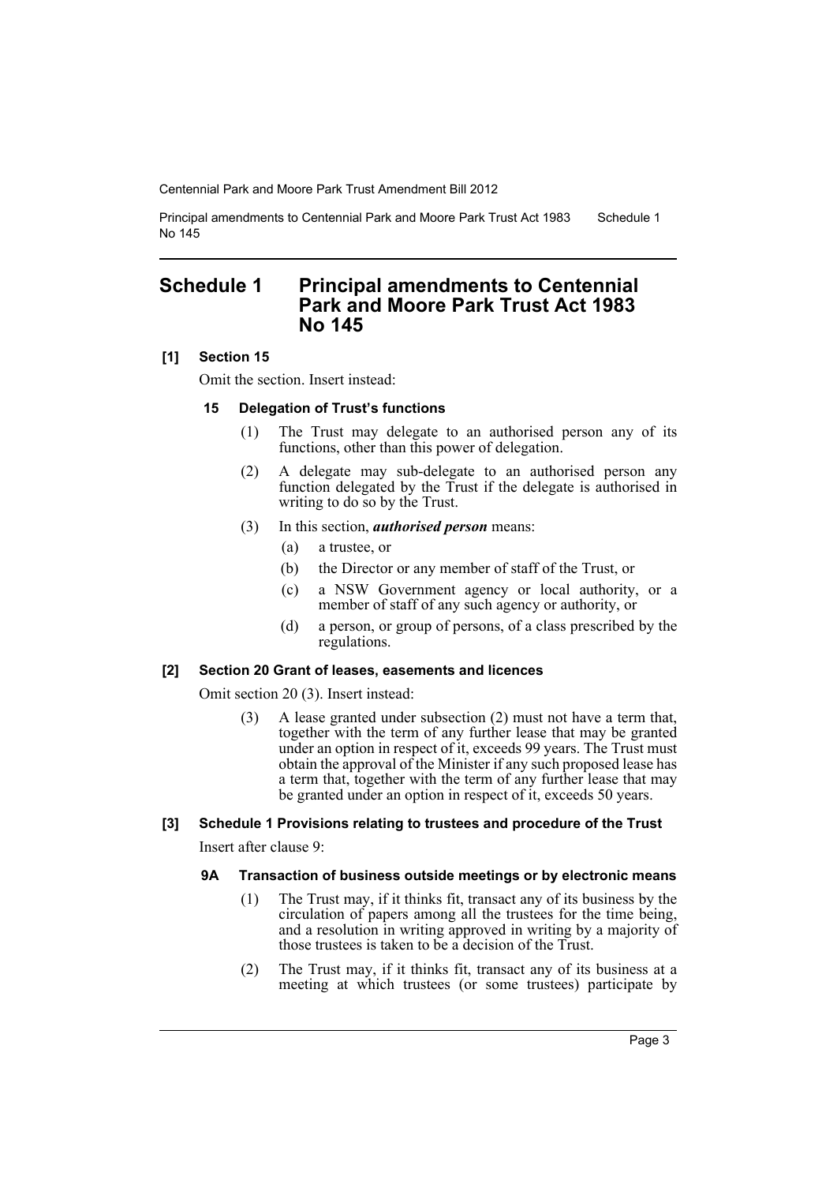# Schedule 1 Principal amendments to Centennial Park and Moore Park Trust Act 1983 No 145

**[1] Section 15**

Omit the section. Insert instead:

**15 Delegation of Trust's functions**

(1) The Trust may delegate to an authorised person any of its functions, other than this power of delegation.

(2) A delegate may sub-delegate to an authorised person any function delegated by the Trust if the delegate is authorised in writing to do so by the Trust.

(3) In this section, ***authorised person*** means:

(a) a trustee, or

(b) the Director or any member of staff of the Trust, or

(c) a NSW Government agency or local authority, or a member of staff of any such agency or authority, or

(d) a person, or group of persons, of a class prescribed by the regulations.

**[2] Section 20 Grant of leases, easements and licences**

Omit section 20 (3). Insert instead:

(3) A lease granted under subsection (2) must not have a term that, together with the term of any further lease that may be granted under an option in respect of it, exceeds 99 years. The Trust must obtain the approval of the Minister if any such proposed lease has a term that, together with the term of any further lease that may be granted under an option in respect of it, exceeds 50 years.

**[3] Schedule 1 Provisions relating to trustees and procedure of the Trust**

Insert after clause 9:

**9A Transaction of business outside meetings or by electronic means**

(1) The Trust may, if it thinks fit, transact any of its business by the circulation of papers among all the trustees for the time being, and a resolution in writing approved in writing by a majority of those trustees is taken to be a decision of the Trust.

(2) The Trust may, if it thinks fit, transact any of its business at a meeting at which trustees (or some trustees) participate by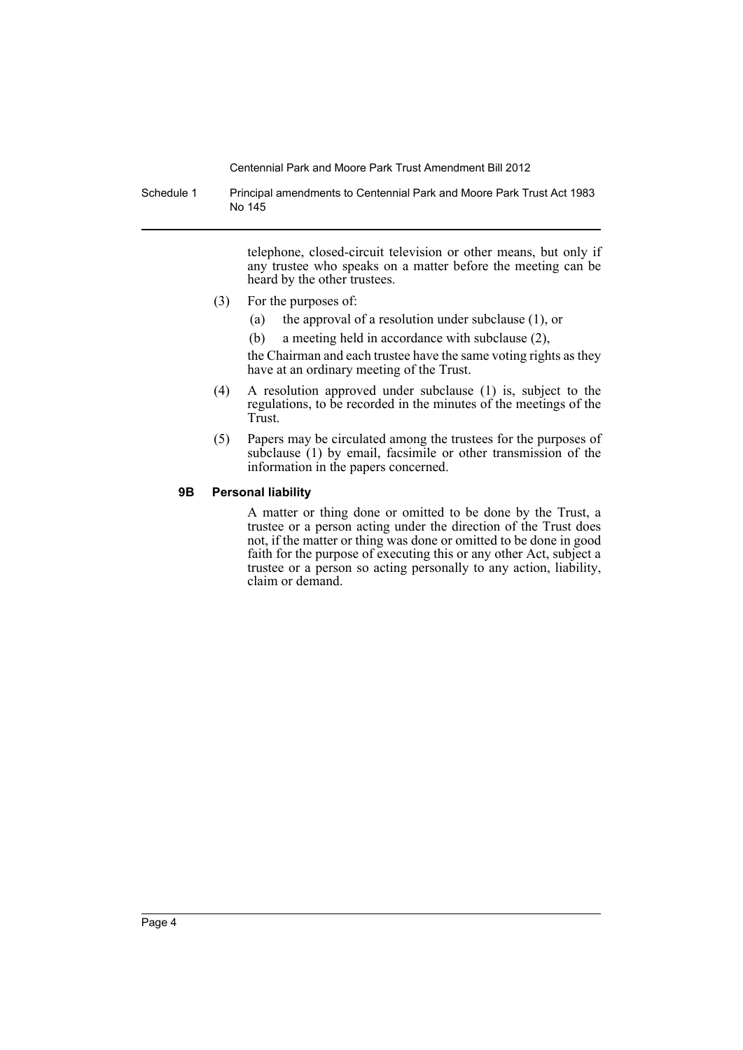telephone, closed-circuit television or other means, but only if any trustee who speaks on a matter before the meeting can be heard by the other trustees.

(3) For the purposes of:

(a) the approval of a resolution under subclause (1), or

(b) a meeting held in accordance with subclause (2),

the Chairman and each trustee have the same voting rights as they have at an ordinary meeting of the Trust.

(4) A resolution approved under subclause (1) is, subject to the regulations, to be recorded in the minutes of the meetings of the Trust.

(5) Papers may be circulated among the trustees for the purposes of subclause (1) by email, facsimile or other transmission of the information in the papers concerned.

### 9B Personal liability

A matter or thing done or omitted to be done by the Trust, a trustee or a person acting under the direction of the Trust does not, if the matter or thing was done or omitted to be done in good faith for the purpose of executing this or any other Act, subject a trustee or a person so acting personally to any action, liability, claim or demand.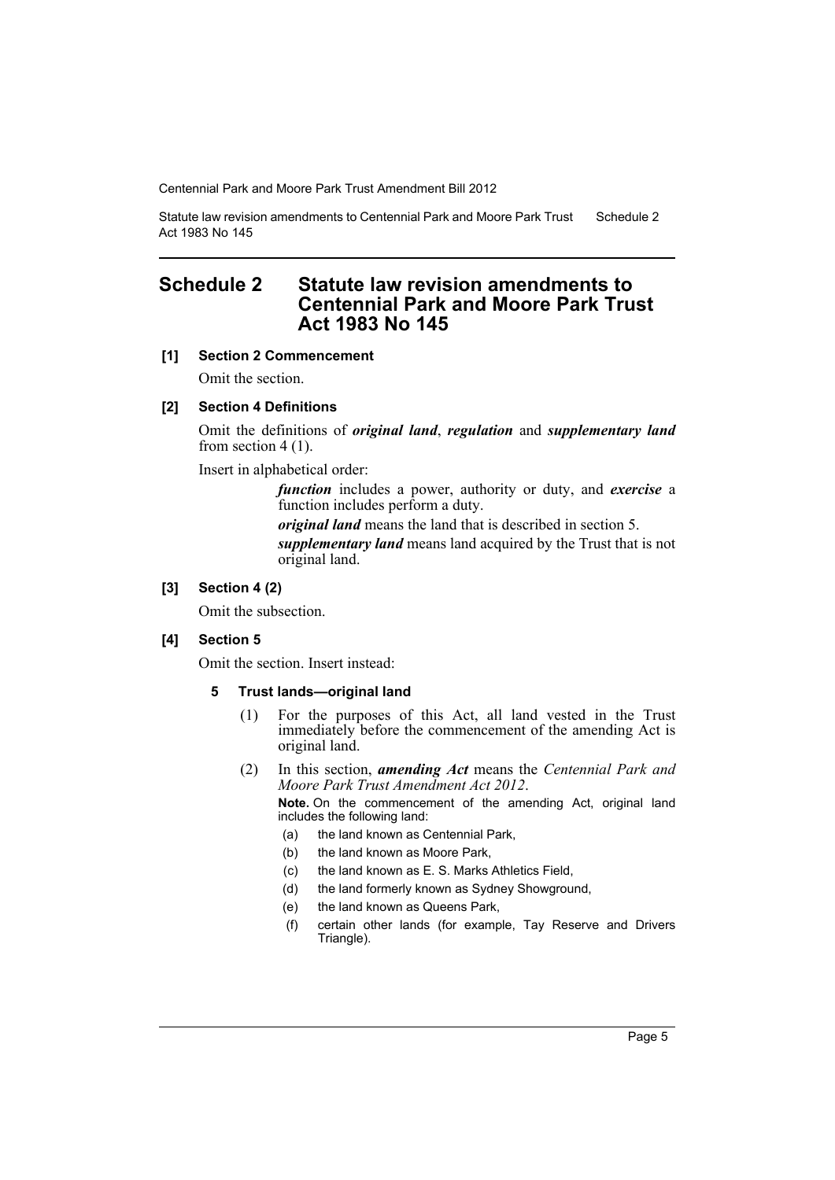# Schedule 2 Statute law revision amendments to Centennial Park and Moore Park Trust Act 1983 No 145

**[1] Section 2 Commencement**

Omit the section.

**[2] Section 4 Definitions**

Omit the definitions of ***original land***, ***regulation*** and ***supplementary land*** from section 4 (1).

Insert in alphabetical order:

> ***function*** includes a power, authority or duty, and ***exercise*** a function includes perform a duty.
>
> ***original land*** means the land that is described in section 5.
>
> ***supplementary land*** means land acquired by the Trust that is not original land.

**[3] Section 4 (2)**

Omit the subsection.

**[4] Section 5**

Omit the section. Insert instead:

**5 Trust lands—original land**

(1) For the purposes of this Act, all land vested in the Trust immediately before the commencement of the amending Act is original land.

(2) In this section, ***amending Act*** means the *Centennial Park and Moore Park Trust Amendment Act 2012*.

**Note.** On the commencement of the amending Act, original land includes the following land:

(a) the land known as Centennial Park,

(b) the land known as Moore Park,

(c) the land known as E. S. Marks Athletics Field,

(d) the land formerly known as Sydney Showground,

(e) the land known as Queens Park,

(f) certain other lands (for example, Tay Reserve and Drivers Triangle).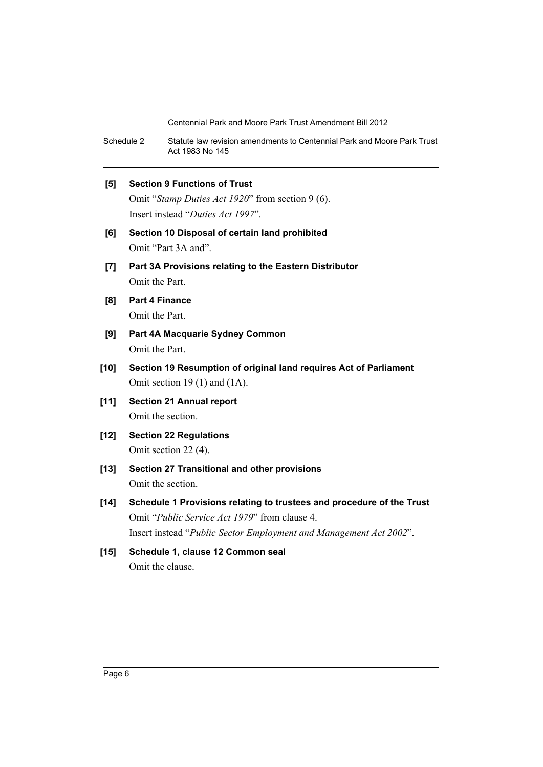**[5] Section 9 Functions of Trust**

Omit "*Stamp Duties Act 1920*" from section 9 (6).

Insert instead "*Duties Act 1997*".

**[6] Section 10 Disposal of certain land prohibited**

Omit "Part 3A and".

**[7] Part 3A Provisions relating to the Eastern Distributor**

Omit the Part.

**[8] Part 4 Finance**

Omit the Part.

**[9] Part 4A Macquarie Sydney Common**

Omit the Part.

**[10] Section 19 Resumption of original land requires Act of Parliament**

Omit section 19 (1) and (1A).

**[11] Section 21 Annual report**

Omit the section.

**[12] Section 22 Regulations**

Omit section 22 (4).

**[13] Section 27 Transitional and other provisions**

Omit the section.

**[14] Schedule 1 Provisions relating to trustees and procedure of the Trust**

Omit "*Public Service Act 1979*" from clause 4.

Insert instead "*Public Sector Employment and Management Act 2002*".

**[15] Schedule 1, clause 12 Common seal**

Omit the clause.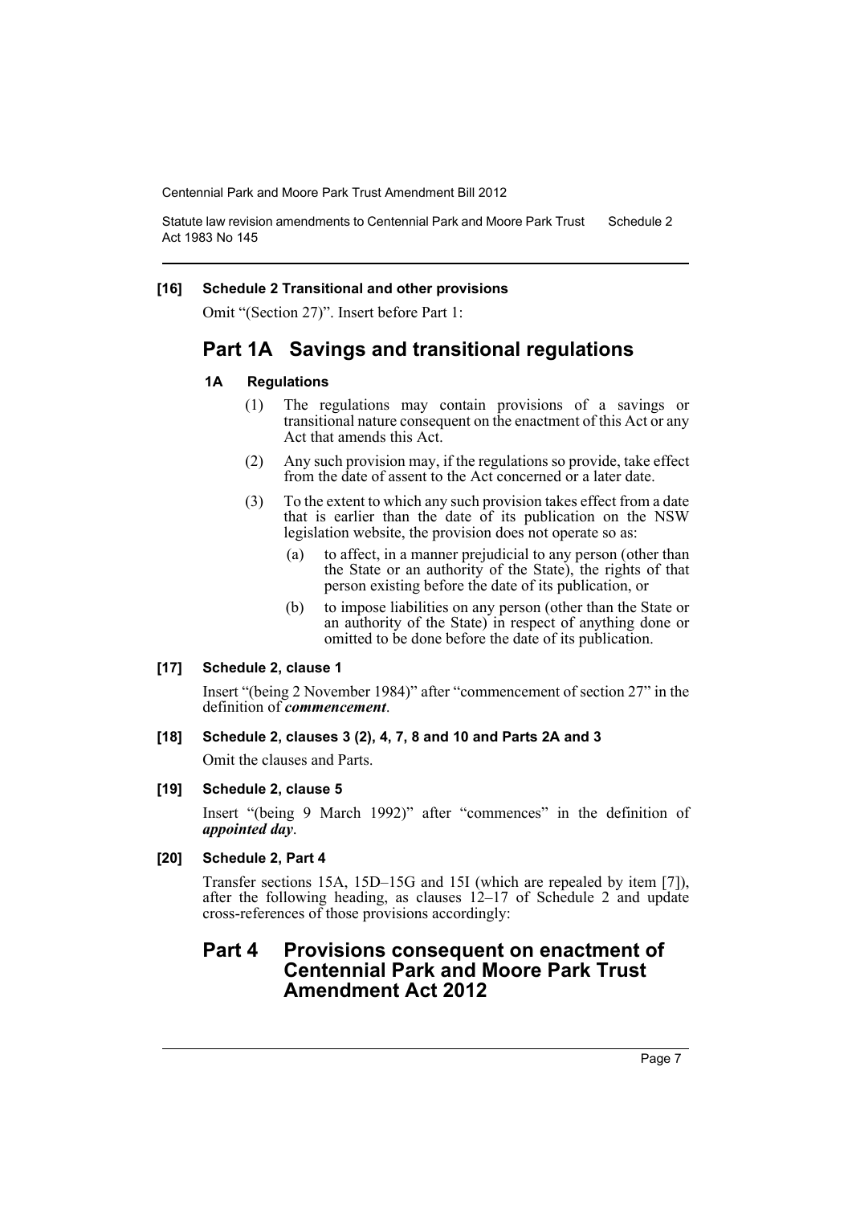**[16] Schedule 2 Transitional and other provisions**

Omit "(Section 27)". Insert before Part 1:

## Part 1A Savings and transitional regulations

**1A Regulations**

(1) The regulations may contain provisions of a savings or transitional nature consequent on the enactment of this Act or any Act that amends this Act.

(2) Any such provision may, if the regulations so provide, take effect from the date of assent to the Act concerned or a later date.

(3) To the extent to which any such provision takes effect from a date that is earlier than the date of its publication on the NSW legislation website, the provision does not operate so as:

(a) to affect, in a manner prejudicial to any person (other than the State or an authority of the State), the rights of that person existing before the date of its publication, or

(b) to impose liabilities on any person (other than the State or an authority of the State) in respect of anything done or omitted to be done before the date of its publication.

**[17] Schedule 2, clause 1**

Insert "(being 2 November 1984)" after "commencement of section 27" in the definition of ***commencement***.

**[18] Schedule 2, clauses 3 (2), 4, 7, 8 and 10 and Parts 2A and 3**

Omit the clauses and Parts.

**[19] Schedule 2, clause 5**

Insert "(being 9 March 1992)" after "commences" in the definition of ***appointed day***.

**[20] Schedule 2, Part 4**

Transfer sections 15A, 15D–15G and 15I (which are repealed by item [7]), after the following heading, as clauses 12–17 of Schedule 2 and update cross-references of those provisions accordingly:

## Part 4 Provisions consequent on enactment of Centennial Park and Moore Park Trust Amendment Act 2012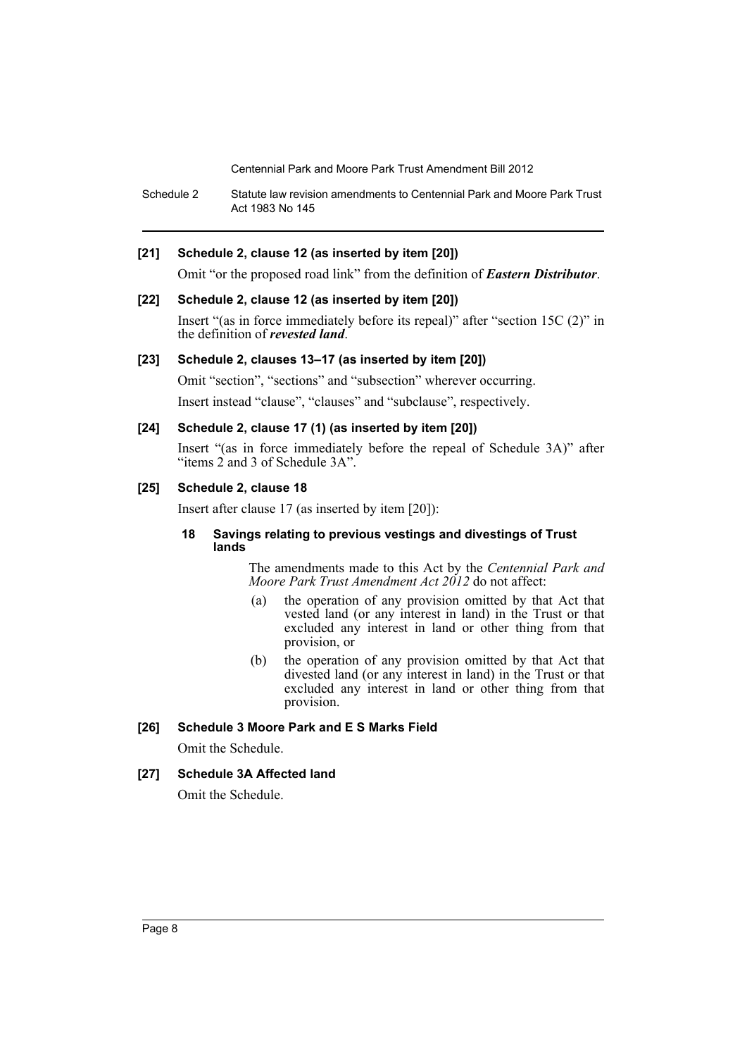### [21] Schedule 2, clause 12 (as inserted by item [20])

Omit "or the proposed road link" from the definition of ***Eastern Distributor***.

### [22] Schedule 2, clause 12 (as inserted by item [20])

Insert "(as in force immediately before its repeal)" after "section 15C (2)" in the definition of ***revested land***.

### [23] Schedule 2, clauses 13–17 (as inserted by item [20])

Omit "section", "sections" and "subsection" wherever occurring.

Insert instead "clause", "clauses" and "subclause", respectively.

### [24] Schedule 2, clause 17 (1) (as inserted by item [20])

Insert "(as in force immediately before the repeal of Schedule 3A)" after "items 2 and 3 of Schedule 3A".

### [25] Schedule 2, clause 18

Insert after clause 17 (as inserted by item [20]):

#### 18 Savings relating to previous vestings and divestings of Trust lands

The amendments made to this Act by the *Centennial Park and Moore Park Trust Amendment Act 2012* do not affect:

(a) the operation of any provision omitted by that Act that vested land (or any interest in land) in the Trust or that excluded any interest in land or other thing from that provision, or

(b) the operation of any provision omitted by that Act that divested land (or any interest in land) in the Trust or that excluded any interest in land or other thing from that provision.

### [26] Schedule 3 Moore Park and E S Marks Field

Omit the Schedule.

### [27] Schedule 3A Affected land

Omit the Schedule.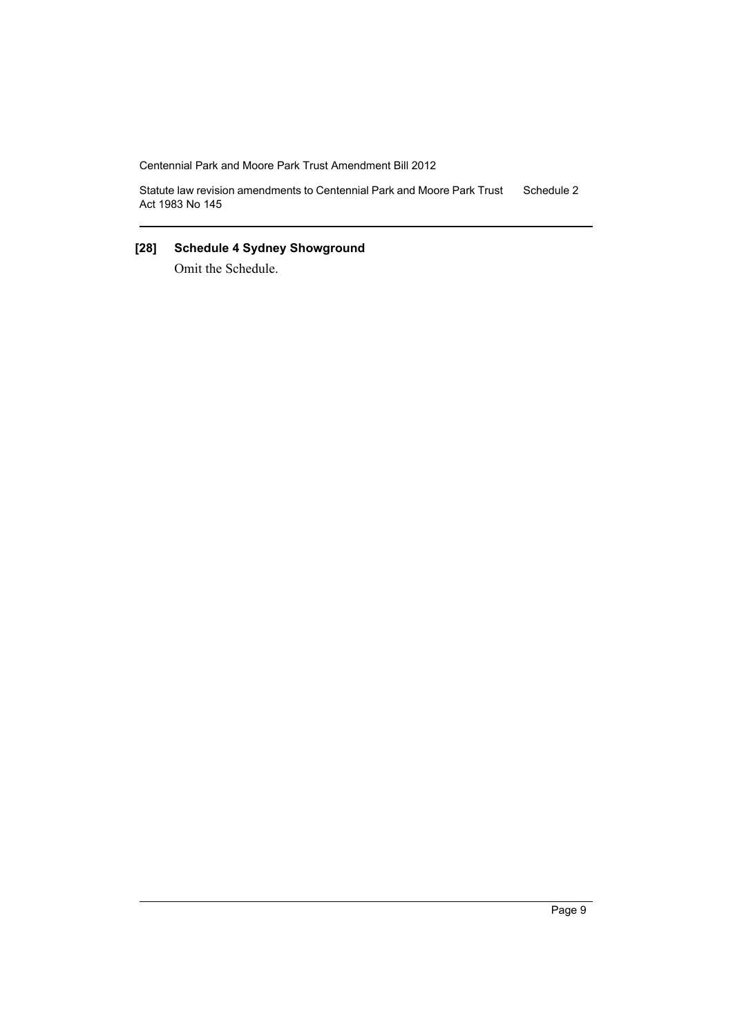**[28] Schedule 4 Sydney Showground**

Omit the Schedule.